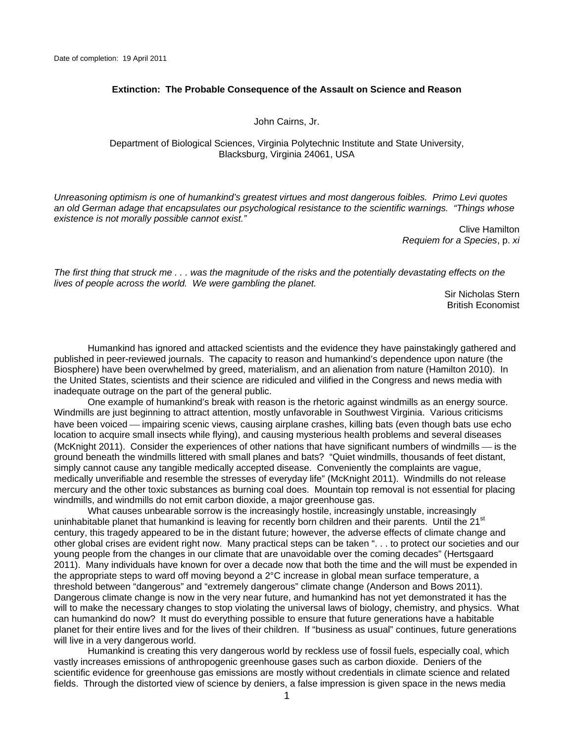Date of completion: 19 April 2011

# Extinction: The Probable Consequence of the Assault on Science and Reason

John Cairns, Jr.

Department of Biological Sciences, Virginia Polytechnic Institute and State University, Blacksburg, Virginia 24061, USA

*Unreasoning optimism is one of humankind's greatest virtues and most dangerous foibles. Primo Levi quotes an old German adage that encapsulates our psychological resistance to the scientific warnings. "Things whose existence is not morally possible cannot exist."*

Clive Hamilton
*Requiem for a Species*, p. *xi*

*The first thing that struck me . . . was the magnitude of the risks and the potentially devastating effects on the lives of people across the world. We were gambling the planet.*

Sir Nicholas Stern
British Economist

Humankind has ignored and attacked scientists and the evidence they have painstakingly gathered and published in peer-reviewed journals. The capacity to reason and humankind's dependence upon nature (the Biosphere) have been overwhelmed by greed, materialism, and an alienation from nature (Hamilton 2010). In the United States, scientists and their science are ridiculed and vilified in the Congress and news media with inadequate outrage on the part of the general public.

One example of humankind's break with reason is the rhetoric against windmills as an energy source. Windmills are just beginning to attract attention, mostly unfavorable in Southwest Virginia. Various criticisms have been voiced — impairing scenic views, causing airplane crashes, killing bats (even though bats use echo location to acquire small insects while flying), and causing mysterious health problems and several diseases (McKnight 2011). Consider the experiences of other nations that have significant numbers of windmills — is the ground beneath the windmills littered with small planes and bats? "Quiet windmills, thousands of feet distant, simply cannot cause any tangible medically accepted disease. Conveniently the complaints are vague, medically unverifiable and resemble the stresses of everyday life" (McKnight 2011). Windmills do not release mercury and the other toxic substances as burning coal does. Mountain top removal is not essential for placing windmills, and windmills do not emit carbon dioxide, a major greenhouse gas.

What causes unbearable sorrow is the increasingly hostile, increasingly unstable, increasingly uninhabitable planet that humankind is leaving for recently born children and their parents. Until the 21st century, this tragedy appeared to be in the distant future; however, the adverse effects of climate change and other global crises are evident right now. Many practical steps can be taken ". . . to protect our societies and our young people from the changes in our climate that are unavoidable over the coming decades" (Hertsgaard 2011). Many individuals have known for over a decade now that both the time and the will must be expended in the appropriate steps to ward off moving beyond a 2°C increase in global mean surface temperature, a threshold between "dangerous" and "extremely dangerous" climate change (Anderson and Bows 2011). Dangerous climate change is now in the very near future, and humankind has not yet demonstrated it has the will to make the necessary changes to stop violating the universal laws of biology, chemistry, and physics. What can humankind do now? It must do everything possible to ensure that future generations have a habitable planet for their entire lives and for the lives of their children. If "business as usual" continues, future generations will live in a very dangerous world.

Humankind is creating this very dangerous world by reckless use of fossil fuels, especially coal, which vastly increases emissions of anthropogenic greenhouse gases such as carbon dioxide. Deniers of the scientific evidence for greenhouse gas emissions are mostly without credentials in climate science and related fields. Through the distorted view of science by deniers, a false impression is given space in the news media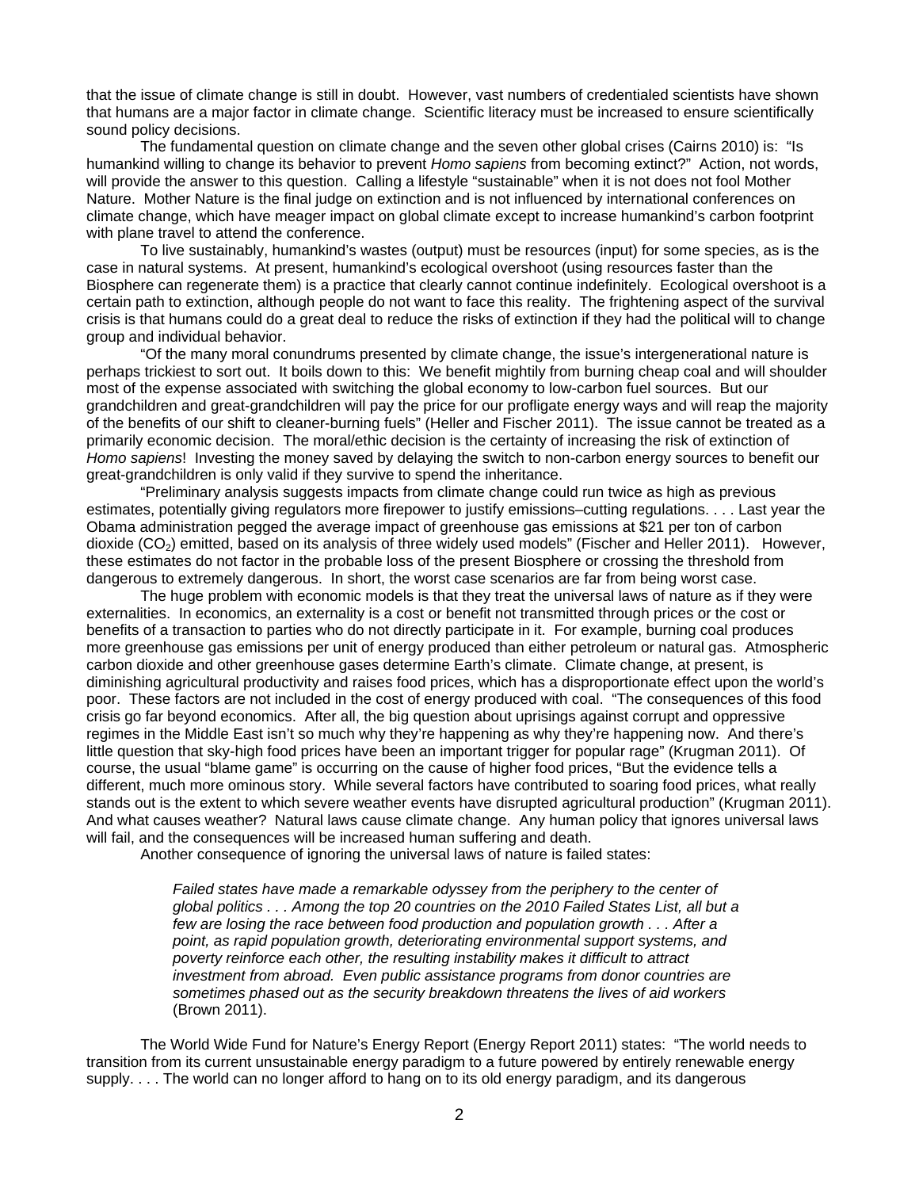that the issue of climate change is still in doubt. However, vast numbers of credentialed scientists have shown that humans are a major factor in climate change. Scientific literacy must be increased to ensure scientifically sound policy decisions.

The fundamental question on climate change and the seven other global crises (Cairns 2010) is: "Is humankind willing to change its behavior to prevent *Homo sapiens* from becoming extinct?" Action, not words, will provide the answer to this question. Calling a lifestyle "sustainable" when it is not does not fool Mother Nature. Mother Nature is the final judge on extinction and is not influenced by international conferences on climate change, which have meager impact on global climate except to increase humankind's carbon footprint with plane travel to attend the conference.

To live sustainably, humankind's wastes (output) must be resources (input) for some species, as is the case in natural systems. At present, humankind's ecological overshoot (using resources faster than the Biosphere can regenerate them) is a practice that clearly cannot continue indefinitely. Ecological overshoot is a certain path to extinction, although people do not want to face this reality. The frightening aspect of the survival crisis is that humans could do a great deal to reduce the risks of extinction if they had the political will to change group and individual behavior.

"Of the many moral conundrums presented by climate change, the issue's intergenerational nature is perhaps trickiest to sort out. It boils down to this: We benefit mightily from burning cheap coal and will shoulder most of the expense associated with switching the global economy to low-carbon fuel sources. But our grandchildren and great-grandchildren will pay the price for our profligate energy ways and will reap the majority of the benefits of our shift to cleaner-burning fuels" (Heller and Fischer 2011). The issue cannot be treated as a primarily economic decision. The moral/ethic decision is the certainty of increasing the risk of extinction of *Homo sapiens*! Investing the money saved by delaying the switch to non-carbon energy sources to benefit our great-grandchildren is only valid if they survive to spend the inheritance.

"Preliminary analysis suggests impacts from climate change could run twice as high as previous estimates, potentially giving regulators more firepower to justify emissions–cutting regulations. . . . Last year the Obama administration pegged the average impact of greenhouse gas emissions at $21 per ton of carbon dioxide ($CO_2$) emitted, based on its analysis of three widely used models" (Fischer and Heller 2011). However, these estimates do not factor in the probable loss of the present Biosphere or crossing the threshold from dangerous to extremely dangerous. In short, the worst case scenarios are far from being worst case.

The huge problem with economic models is that they treat the universal laws of nature as if they were externalities. In economics, an externality is a cost or benefit not transmitted through prices or the cost or benefits of a transaction to parties who do not directly participate in it. For example, burning coal produces more greenhouse gas emissions per unit of energy produced than either petroleum or natural gas. Atmospheric carbon dioxide and other greenhouse gases determine Earth's climate. Climate change, at present, is diminishing agricultural productivity and raises food prices, which has a disproportionate effect upon the world's poor. These factors are not included in the cost of energy produced with coal. "The consequences of this food crisis go far beyond economics. After all, the big question about uprisings against corrupt and oppressive regimes in the Middle East isn't so much why they're happening as why they're happening now. And there's little question that sky-high food prices have been an important trigger for popular rage" (Krugman 2011). Of course, the usual "blame game" is occurring on the cause of higher food prices, "But the evidence tells a different, much more ominous story. While several factors have contributed to soaring food prices, what really stands out is the extent to which severe weather events have disrupted agricultural production" (Krugman 2011). And what causes weather? Natural laws cause climate change. Any human policy that ignores universal laws will fail, and the consequences will be increased human suffering and death.

Another consequence of ignoring the universal laws of nature is failed states:

> *Failed states have made a remarkable odyssey from the periphery to the center of global politics . . . Among the top 20 countries on the 2010 Failed States List, all but a few are losing the race between food production and population growth . . . After a point, as rapid population growth, deteriorating environmental support systems, and poverty reinforce each other, the resulting instability makes it difficult to attract investment from abroad. Even public assistance programs from donor countries are sometimes phased out as the security breakdown threatens the lives of aid workers* (Brown 2011).

The World Wide Fund for Nature's Energy Report (Energy Report 2011) states: "The world needs to transition from its current unsustainable energy paradigm to a future powered by entirely renewable energy supply. . . . The world can no longer afford to hang on to its old energy paradigm, and its dangerous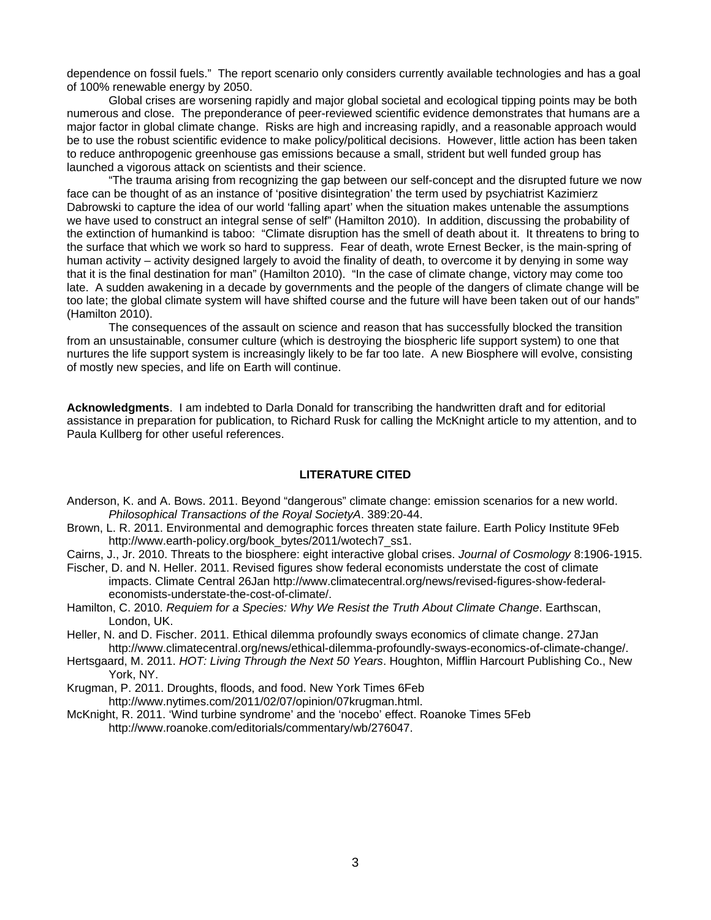dependence on fossil fuels." The report scenario only considers currently available technologies and has a goal of 100% renewable energy by 2050.

Global crises are worsening rapidly and major global societal and ecological tipping points may be both numerous and close. The preponderance of peer-reviewed scientific evidence demonstrates that humans are a major factor in global climate change. Risks are high and increasing rapidly, and a reasonable approach would be to use the robust scientific evidence to make policy/political decisions. However, little action has been taken to reduce anthropogenic greenhouse gas emissions because a small, strident but well funded group has launched a vigorous attack on scientists and their science.

"The trauma arising from recognizing the gap between our self-concept and the disrupted future we now face can be thought of as an instance of 'positive disintegration' the term used by psychiatrist Kazimierz Dabrowski to capture the idea of our world 'falling apart' when the situation makes untenable the assumptions we have used to construct an integral sense of self" (Hamilton 2010). In addition, discussing the probability of the extinction of humankind is taboo: "Climate disruption has the smell of death about it. It threatens to bring to the surface that which we work so hard to suppress. Fear of death, wrote Ernest Becker, is the main-spring of human activity – activity designed largely to avoid the finality of death, to overcome it by denying in some way that it is the final destination for man" (Hamilton 2010). "In the case of climate change, victory may come too late. A sudden awakening in a decade by governments and the people of the dangers of climate change will be too late; the global climate system will have shifted course and the future will have been taken out of our hands" (Hamilton 2010).

The consequences of the assault on science and reason that has successfully blocked the transition from an unsustainable, consumer culture (which is destroying the biospheric life support system) to one that nurtures the life support system is increasingly likely to be far too late. A new Biosphere will evolve, consisting of mostly new species, and life on Earth will continue.

**Acknowledgments**. I am indebted to Darla Donald for transcribing the handwritten draft and for editorial assistance in preparation for publication, to Richard Rusk for calling the McKnight article to my attention, and to Paula Kullberg for other useful references.

## LITERATURE CITED

Anderson, K. and A. Bows. 2011. Beyond "dangerous" climate change: emission scenarios for a new world. *Philosophical Transactions of the Royal SocietyA*. 389:20-44.

Brown, L. R. 2011. Environmental and demographic forces threaten state failure. Earth Policy Institute 9Feb http://www.earth-policy.org/book_bytes/2011/wotech7_ss1.

Cairns, J., Jr. 2010. Threats to the biosphere: eight interactive global crises. *Journal of Cosmology* 8:1906-1915.

Fischer, D. and N. Heller. 2011. Revised figures show federal economists understate the cost of climate impacts. Climate Central 26Jan http://www.climatecentral.org/news/revised-figures-show-federal-economists-understate-the-cost-of-climate/.

Hamilton, C. 2010. *Requiem for a Species: Why We Resist the Truth About Climate Change*. Earthscan, London, UK.

Heller, N. and D. Fischer. 2011. Ethical dilemma profoundly sways economics of climate change. 27Jan http://www.climatecentral.org/news/ethical-dilemma-profoundly-sways-economics-of-climate-change/.

Hertsgaard, M. 2011. *HOT: Living Through the Next 50 Years*. Houghton, Mifflin Harcourt Publishing Co., New York, NY.

Krugman, P. 2011. Droughts, floods, and food. New York Times 6Feb http://www.nytimes.com/2011/02/07/opinion/07krugman.html.

McKnight, R. 2011. 'Wind turbine syndrome' and the 'nocebo' effect. Roanoke Times 5Feb http://www.roanoke.com/editorials/commentary/wb/276047.